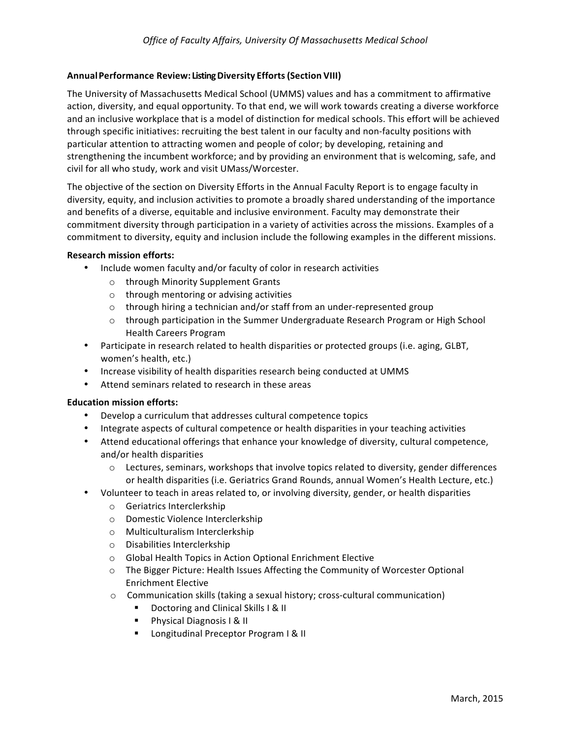## Annual Performance Review: Listing Diversity Efforts (Section VIII)

The University of Massachusetts Medical School (UMMS) values and has a commitment to affirmative action, diversity, and equal opportunity. To that end, we will work towards creating a diverse workforce and an inclusive workplace that is a model of distinction for medical schools. This effort will be achieved through specific initiatives: recruiting the best talent in our faculty and non-faculty positions with particular attention to attracting women and people of color; by developing, retaining and strengthening the incumbent workforce; and by providing an environment that is welcoming, safe, and civil for all who study, work and visit UMass/Worcester.

The objective of the section on Diversity Efforts in the Annual Faculty Report is to engage faculty in diversity, equity, and inclusion activities to promote a broadly shared understanding of the importance and benefits of a diverse, equitable and inclusive environment. Faculty may demonstrate their commitment diversity through participation in a variety of activities across the missions. Examples of a commitment to diversity, equity and inclusion include the following examples in the different missions.

**Research mission efforts:**

- Include women faculty and/or faculty of color in research activities
  - through Minority Supplement Grants
  - through mentoring or advising activities
  - through hiring a technician and/or staff from an under-represented group
  - through participation in the Summer Undergraduate Research Program or High School Health Careers Program
- Participate in research related to health disparities or protected groups (i.e. aging, GLBT, women's health, etc.)
- Increase visibility of health disparities research being conducted at UMMS
- Attend seminars related to research in these areas

**Education mission efforts:**

- Develop a curriculum that addresses cultural competence topics
- Integrate aspects of cultural competence or health disparities in your teaching activities
- Attend educational offerings that enhance your knowledge of diversity, cultural competence, and/or health disparities
  - Lectures, seminars, workshops that involve topics related to diversity, gender differences or health disparities (i.e. Geriatrics Grand Rounds, annual Women's Health Lecture, etc.)
- Volunteer to teach in areas related to, or involving diversity, gender, or health disparities
  - Geriatrics Interclerkship
  - Domestic Violence Interclerkship
  - Multiculturalism Interclerkship
  - Disabilities Interclerkship
  - Global Health Topics in Action Optional Enrichment Elective
  - The Bigger Picture: Health Issues Affecting the Community of Worcester Optional Enrichment Elective
  - Communication skills (taking a sexual history; cross-cultural communication)
    - Doctoring and Clinical Skills I & II
    - Physical Diagnosis I & II
    - Longitudinal Preceptor Program I & II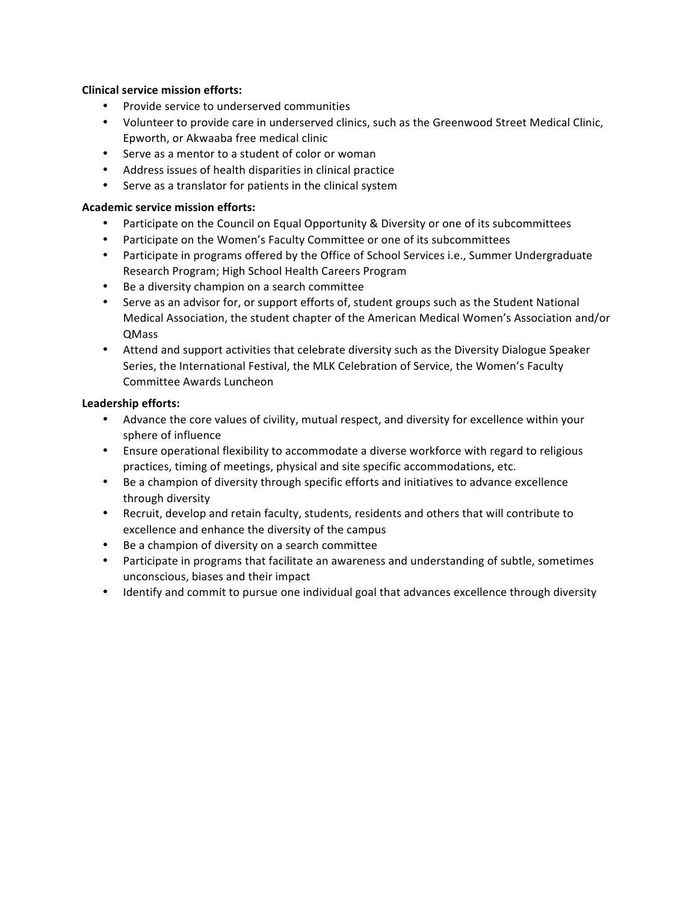**Clinical service mission efforts:**

- Provide service to underserved communities
- Volunteer to provide care in underserved clinics, such as the Greenwood Street Medical Clinic, Epworth, or Akwaaba free medical clinic
- Serve as a mentor to a student of color or woman
- Address issues of health disparities in clinical practice
- Serve as a translator for patients in the clinical system

**Academic service mission efforts:**

- Participate on the Council on Equal Opportunity & Diversity or one of its subcommittees
- Participate on the Women's Faculty Committee or one of its subcommittees
- Participate in programs offered by the Office of School Services i.e., Summer Undergraduate Research Program; High School Health Careers Program
- Be a diversity champion on a search committee
- Serve as an advisor for, or support efforts of, student groups such as the Student National Medical Association, the student chapter of the American Medical Women's Association and/or QMass
- Attend and support activities that celebrate diversity such as the Diversity Dialogue Speaker Series, the International Festival, the MLK Celebration of Service, the Women's Faculty Committee Awards Luncheon

**Leadership efforts:**

- Advance the core values of civility, mutual respect, and diversity for excellence within your sphere of influence
- Ensure operational flexibility to accommodate a diverse workforce with regard to religious practices, timing of meetings, physical and site specific accommodations, etc.
- Be a champion of diversity through specific efforts and initiatives to advance excellence through diversity
- Recruit, develop and retain faculty, students, residents and others that will contribute to excellence and enhance the diversity of the campus
- Be a champion of diversity on a search committee
- Participate in programs that facilitate an awareness and understanding of subtle, sometimes unconscious, biases and their impact
- Identify and commit to pursue one individual goal that advances excellence through diversity